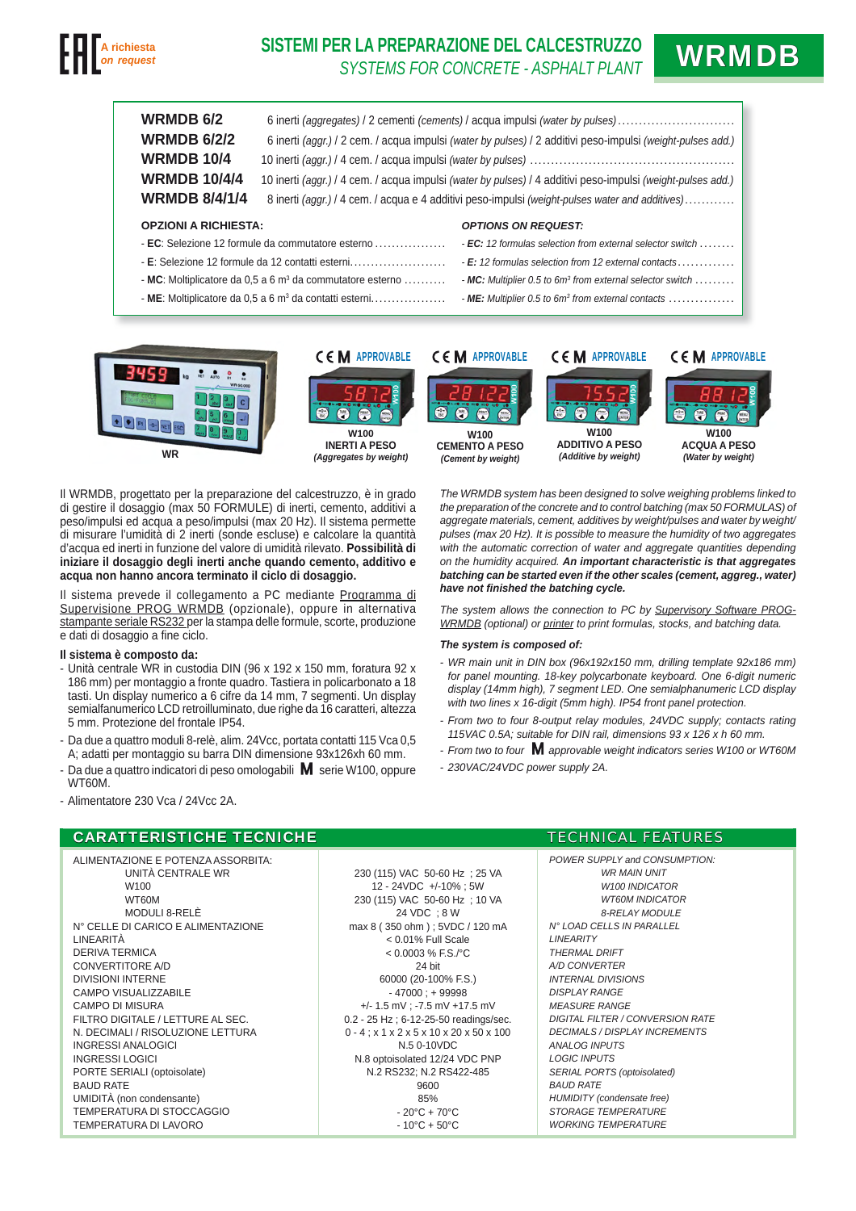A richiesta
*on request*

# SISTEMI PER LA PREPARAZIONE DEL CALCESTRUZZO
*SYSTEMS FOR CONCRETE - ASPHALT PLANT*

# WRMDB

| | |
|---|---|
| **WRMDB 6/2** | 6 inerti *(aggregates)* / 2 cementi *(cements)* / acqua impulsi *(water by pulses)* |
| **WRMDB 6/2/2** | 6 inerti *(aggr.)* / 2 cem. / acqua impulsi *(water by pulses)* / 2 additivi peso-impulsi *(weight-pulses add.)* |
| **WRMDB 10/4** | 10 inerti *(aggr.)* / 4 cem. / acqua impulsi *(water by pulses)* |
| **WRMDB 10/4/4** | 10 inerti *(aggr.)* / 4 cem. / acqua impulsi *(water by pulses)* / 4 additivi peso-impulsi *(weight-pulses add.)* |
| **WRMDB 8/4/1/4** | 8 inerti *(aggr.)* / 4 cem. / acqua e 4 additivi peso-impulsi *(weight-pulses water and additives)* |

**OPZIONI A RICHIESTA:**

- **EC**: Selezione 12 formule da commutatore esterno
- **E**: Selezione 12 formule da 12 contatti esterni.
- **MC**: Moltiplicatore da 0,5 a 6 m³ da commutatore esterno
- **ME**: Moltiplicatore da 0,5 a 6 m³ da contatti esterni.

***OPTIONS ON REQUEST:***

- ***EC:*** *12 formulas selection from external selector switch*
- ***E:*** *12 formulas selection from 12 external contacts*
- ***MC:*** *Multiplier 0.5 to 6m³ from external selector switch*
- ***ME:*** *Multiplier 0.5 to 6m³ from external contacts*

**WR**

CE M APPROVABLE — **W100** **INERTI A PESO** ***(Aggregates by weight)***

CE M APPROVABLE — **W100** **CEMENTO A PESO** ***(Cement by weight)***

CE M APPROVABLE — **W100** **ADDITIVO A PESO** ***(Additive by weight)***

CE M APPROVABLE — **W100** **ACQUA A PESO** ***(Water by weight)***

Il WRMDB, progettato per la preparazione del calcestruzzo, è in grado di gestire il dosaggio (max 50 FORMULE) di inerti, cemento, additivi a peso/impulsi ed acqua a peso/impulsi (max 20 Hz). Il sistema permette di misurare l'umidità di 2 inerti (sonde escluse) e calcolare la quantità d'acqua ed inerti in funzione del valore di umidità rilevato. **Possibilità di iniziare il dosaggio degli inerti anche quando cemento, additivo e acqua non hanno ancora terminato il ciclo di dosaggio.**

Il sistema prevede il collegamento a PC mediante Programma di Supervisione PROG WRMDB (opzionale), oppure in alternativa stampante seriale RS232 per la stampa delle formule, scorte, produzione e dati di dosaggio a fine ciclo.

**Il sistema è composto da:**

- Unità centrale WR in custodia DIN (96 x 192 x 150 mm, foratura 92 x 186 mm) per montaggio a fronte quadro. Tastiera in policarbonato a 18 tasti. Un display numerico a 6 cifre da 14 mm, 7 segmenti. Un display semialfanumerico LCD retroilluminato, due righe da 16 caratteri, altezza 5 mm. Protezione del frontale IP54.
- Da due a quattro moduli 8-relè, alim. 24Vcc, portata contatti 115 Vca 0,5 A; adatti per montaggio su barra DIN dimensione 93x126xh 60 mm.
- Da due a quattro indicatori di peso omologabili **M** serie W100, oppure WT60M.
- Alimentatore 230 Vca / 24Vcc 2A.

*The WRMDB system has been designed to solve weighing problems linked to the preparation of the concrete and to control batching (max 50 FORMULAS) of aggregate materials, cement, additives by weight/pulses and water by weight/pulses (max 20 Hz). It is possible to measure the humidity of two aggregates with the automatic correction of water and aggregate quantities depending on the humidity acquired.* ***An important characteristic is that aggregates batching can be started even if the other scales (cement, aggreg., water) have not finished the batching cycle.***

*The system allows the connection to PC by Supervisory Software PROG-WRMDB (optional) or printer to print formulas, stocks, and batching data.*

***The system is composed of:***

- *WR main unit in DIN box (96x192x150 mm), drilling template 92x186 mm) for panel mounting. 18-key polycarbonate keyboard. One 6-digit numeric display (14mm high), 7 segment LED. One semialphanumeric LCD display with two lines x 16-digit (5mm high). IP54 front panel protection.*
- *From two to 8-output relay modules, 24VDC supply; contacts rating 115VAC 0.5A; suitable for DIN rail, dimensions 93 x 126 x h 60 mm.*
- *From two to four* **M** *approvable weight indicators series W100 or WT60M*
- *230VAC/24VDC power supply 2A.*

## CARATTERISTICHE TECNICHE / *TECHNICAL FEATURES*

| CARATTERISTICHE TECNICHE | | *TECHNICAL FEATURES* |
|---|---|---|
| ALIMENTAZIONE E POTENZA ASSORBITA: | | *POWER SUPPLY and CONSUMPTION:* |
| UNITÀ CENTRALE WR | 230 (115) VAC 50-60 Hz ; 25 VA | *WR MAIN UNIT* |
| W100 | 12 - 24VDC +/-10% ; 5W | *W100 INDICATOR* |
| WT60M | 230 (115) VAC 50-60 Hz ; 10 VA | *WT60M INDICATOR* |
| MODULI 8-RELÈ | 24 VDC ; 8 W | *8-RELAY MODULE* |
| N° CELLE DI CARICO E ALIMENTAZIONE | max 8 ( 350 ohm ) ; 5VDC / 120 mA | *N° LOAD CELLS IN PARALLEL* |
| LINEARITÀ | < 0.01% Full Scale | *LINEARITY* |
| DERIVA TERMICA | < 0.0003 % F.S./°C | *THERMAL DRIFT* |
| CONVERTITORE A/D | 24 bit | *A/D CONVERTER* |
| DIVISIONI INTERNE | 60000 (20-100% F.S.) | *INTERNAL DIVISIONS* |
| CAMPO VISUALIZZABILE | - 47000 ; + 99998 | *DISPLAY RANGE* |
| CAMPO DI MISURA | +/- 1.5 mV ; -7.5 mV +17.5 mV | *MEASURE RANGE* |
| FILTRO DIGITALE / LETTURE AL SEC. | 0.2 - 25 Hz ; 6-12-25-50 readings/sec. | *DIGITAL FILTER / CONVERSION RATE* |
| N. DECIMALI / RISOLUZIONE LETTURA | 0 - 4 ; x 1 x 2 x 5 x 10 x 20 x 50 x 100 | *DECIMALS / DISPLAY INCREMENTS* |
| INGRESSI ANALOGICI | N.5 0-10VDC | *ANALOG INPUTS* |
| INGRESSI LOGICI | N.8 optoisolated 12/24 VDC PNP | *LOGIC INPUTS* |
| PORTE SERIALI (optoisolate) | N.2 RS232; N.2 RS422-485 | *SERIAL PORTS (optoisolated)* |
| BAUD RATE | 9600 | *BAUD RATE* |
| UMIDITÀ (non condensante) | 85% | *HUMIDITY (condensate free)* |
| TEMPERATURA DI STOCCAGGIO | - 20°C + 70°C | *STORAGE TEMPERATURE* |
| TEMPERATURA DI LAVORO | - 10°C + 50°C | *WORKING TEMPERATURE* |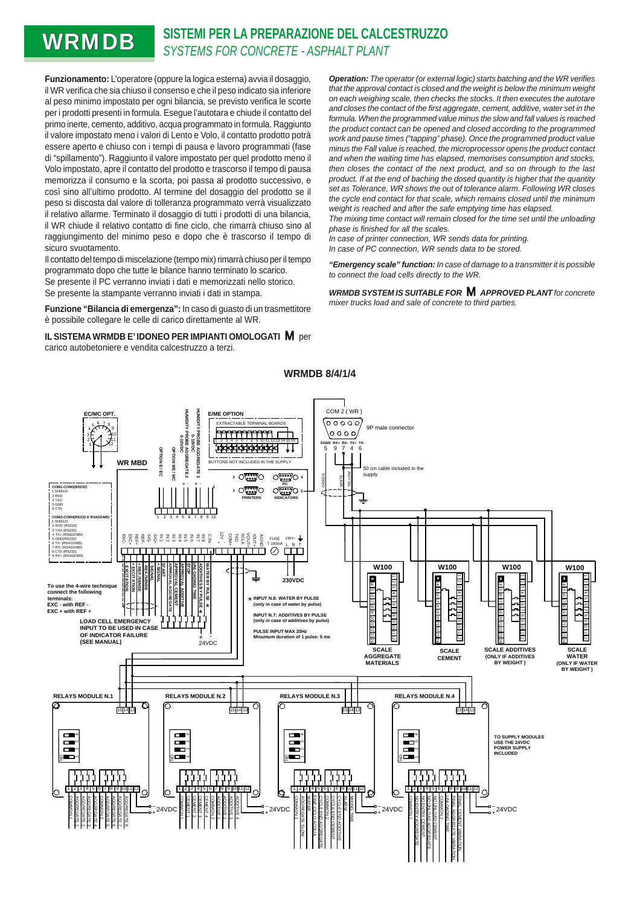# WRMDB

## SISTEMI PER LA PREPARAZIONE DEL CALCESTRUZZO
*SYSTEMS FOR CONCRETE - ASPHALT PLANT*

**Funzionamento:** L'operatore (oppure la logica esterna) avvia il dosaggio, il WR verifica che sia chiuso il consenso e che il peso indicato sia inferiore al peso minimo impostato per ogni bilancia, se previsto verifica le scorte per i prodotti presenti in formula. Esegue l'autotara e chiude il contatto del primo inerte, cemento, additivo, acqua programmato in formula. Raggiunto il valore impostato meno i valori di Lento e Volo, il contatto prodotto potrà essere aperto e chiuso con i tempi di pausa e lavoro programmati (fase di "spillamento"). Raggiunto il valore impostato per quel prodotto meno il Volo impostato, apre il contatto del prodotto e trascorso il tempo di pausa memorizza il consumo e la scorta, poi passa al prodotto successivo, e così sino all'ultimo prodotto. Al termine del dosaggio del prodotto se il peso si discosta dal valore di tolleranza programmato verrà visualizzato il relativo allarme. Terminato il dosaggio di tutti i prodotti di una bilancia, il WR chiude il relativo contatto di fine ciclo, che rimarrà chiuso sino al raggiungimento del minimo peso e dopo che è trascorso il tempo di sicuro svuotamento.

Il contatto del tempo di miscelazione (tempo mix) rimarrà chiuso per il tempo programmato dopo che tutte le bilance hanno terminato lo scarico.
Se presente il PC verranno inviati i dati e memorizzati nello storico.
Se presente la stampante verranno inviati i dati in stampa.

**Funzione "Bilancia di emergenza":** In caso di guasto di un trasmettitore è possibile collegare le celle di carico direttamente al WR.

**IL SISTEMA WRMDB E' IDONEO PER IMPIANTI OMOLOGATI M** per carico autobetoniere e vendita calcestruzzo a terzi.

***Operation:*** *The operator (or external logic) starts batching and the WR verifies that the approval contact is closed and the weight is below the minimum weight on each weighing scale, then checks the stocks. It then executes the autotare and closes the contact of the first aggregate, cement, additive, water set in the formula. When the programmed value minus the slow and fall values is reached the product contact can be opened and closed according to the programmed work and pause times ("tapping" phase). Once the programmed product value minus the Fall value is reached, the microprocessor opens the product contact and when the waiting time has elapsed, memorises consumption and stocks, then closes the contact of the next product, and so on through to the last product. If at the end of baching the dosed quantity is higher that the quantity set as Tolerance, WR shows the out of tolerance alarm. Following WR closes the cycle end contact for that scale, which remains closed until the minimum weight is reached and after the safe emptying time has elapsed.*

*The mixing time contact will remain closed for the time set until the unloading phase is finished for all the scales.*

*In case of printer connection, WR sends data for printing.*

*In case of PC connection, WR sends data to be stored.*

***"Emergency scale" function:*** *In case of damage to a transmitter it is possible to connect the load cells directly to the WR.*

***WRMDB SYSTEM IS SUITABLE FOR M APPROVED PLANT*** *for concrete mixer trucks load and sale of concrete to third parties.*

## WRMDB 8/4/1/4

EC/MC OPT. — WR MBD — OPTION E / EC — OPTION ME / MC — HUMIDITY PROBE AGGREGATE 2 0-10VDC — HUMIDITY PROBE AGGREGATE 3 0-10VDC

E/ME OPTION — EXTRACTABLE TERMINAL BOARDS — BUTTONS NOT INCLUDED IN THE SUPPLY

COM 2 (WR) — 9P male connector — SGND 5, RX+ 9, RX- 7, TX+ 4, TX- 6 — GREEN, WHITE, YELLOW — 50 cm cable included in the supply

PRINTERS — PC — INDICATORS

COM1-COM3(RS232): 1 SHIELD, 2 RXD, 3 TXD, 5 GND, 8 CTS

COM2-COM4(RS232 E RS422/485): 1 SHIELD, 2 RXD (RS232), 3 TXD (RS232), 4 TX+ (RS422/485), 5 GND(RS232), 6 TX- (RS422/485), 7 RX- (RS422/485), 8 CTS (RS232), 9 RX+ (RS422/485)

EXC-, EXC+, REF+, REF-, SIG-, SIG+, IN 1 ... IN 8, C.IN-, 12V -, +, COM+, TXD, SCLK, VOUT+, IOUT+, AGND — FUSE T 100mA — 230V~ L N T — 230VDC

- EXCITATION, + EXCITATION, - REF./SENSE, + REF./SENSE, - SIGNAL, + SIGNAL, START, APPROVAL AGGREGATE, APPROVAL CEMENT, APPROVAL ADDITIVE, STOP, UNLOADING TIME, ADDITIVES BY PULSE *, WATER BY PULSE *

To use the 4-wire technique connect the following terminals: EXC - with REF -, EXC + with REF +

LOAD CELL EMERGENCY INPUT TO BE USED IN CASE OF INDICATOR FAILURE (SEE MANUAL)

\* INPUT N.8: WATER BY PULSE (only in case of water by pulse)

INPUT N.7: ADDITIVES BY PULSE (only in case of additives by pulse)

PULSE INPUT MAX 20Hz — Minumum duration of 1 pulse: 5 ms

24VDC

W100 — SCALE AGGREGATE MATERIALS

W100 — SCALE CEMENT

W100 — SCALE ADDITIVES (ONLY IF ADDITIVES BY WEIGHT)

W100 — SCALE WATER (ONLY IF WATER BY WEIGHT)

RELAYS MODULE N.1 — COMMON 1, AGGREGATE 1, AGGREGATE 2, AGGREGATE 3, AGGREGATE 4, COMMON 2, AGGREGATE 5, AGGREGATE 6, AGGREGATE 7, AGGREGATE 8 — 24VDC

RELAYS MODULE N.2 — COMMON 1, CEMENT 1, CEMENT 2, CEMENT 3, CEMENT 4, COMMON 2, ADDITIVE 1, ADDITIVE 2, ADDITIVE 3, ADDITIVE 4 — 24VDC

RELAYS MODULE N.3 — COMMON 1, AGGREGATE SLOW, WATER, END CYCLE AGGREGATE, END CYCLE WATER, COMMON 2, CYCLE END CEMENT, CYCLE END ADDITIVE, ALARM, MIXING TIME — 24VDC

RELAYS MODULE N.4 — COMMON 1, NO ENTRY AGGREGATE, NO UNLOAD AGGREGATE, NO ENTRY CEMENT, NO UNLOAD CEMENT, COMMON 2, UNLOADING TIME, FINAL AGGREGATE VIBRATION, FINAL CEMENT VIBRATION — 24VDC

TO SUPPLY MODULES USE THE 24VDC POWER SUPPLY INCLUDED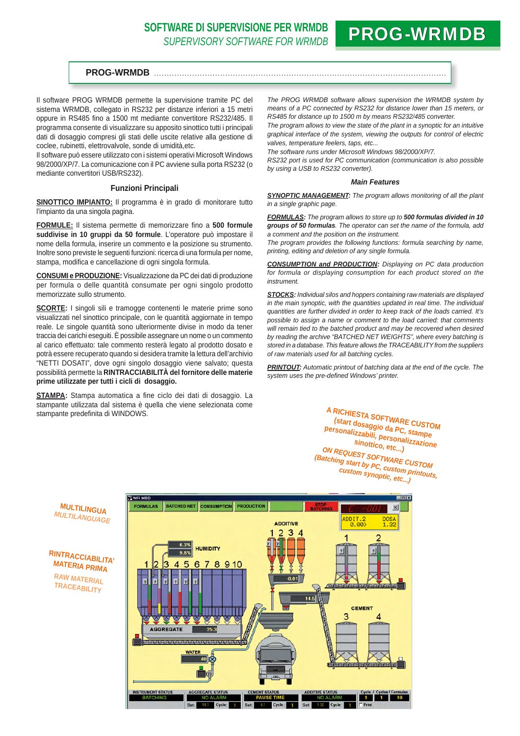# SOFTWARE DI SUPERVISIONE PER WRMDB

*SUPERVISORY SOFTWARE FOR WRMDB*

# PROG-WRMDB

## PROG-WRMDB

Il software PROG WRMDB permette la supervisione tramite PC del sistema WRMDB, collegato in RS232 per distanze inferiori a 15 metri oppure in RS485 fino a 1500 mt mediante convertitore RS232/485. Il programma consente di visualizzare su apposito sinottico tutti i principali dati di dosaggio compresi gli stati delle uscite relative alla gestione di coclee, rubinetti, elettrovalvole, sonde di umidità,etc.

Il software può essere utilizzato con i sistemi operativi Microsoft Windows 98/2000/XP/7. La comunicazione con il PC avviene sulla porta RS232 (o mediante convertitori USB/RS232).

### Funzioni Principali

**SINOTTICO IMPIANTO:** Il programma è in grado di monitorare tutto l'impianto da una singola pagina.

**FORMULE:** Il sistema permette di memorizzare fino a **500 formule suddivise in 10 gruppi di 50 formule**. L'operatore può impostare il nome della formula, inserire un commento e la posizione su strumento. Inoltre sono previste le seguenti funzioni: ricerca di una formula per nome, stampa, modifica e cancellazione di ogni singola formula.

**CONSUMI e PRODUZIONE:** Visualizzazione da PC dei dati di produzione per formula o delle quantità consumate per ogni singolo prodotto memorizzate sullo strumento.

**SCORTE:** I singoli sili e tramogge contenenti le materie prime sono visualizzati nel sinottico principale, con le quantità aggiornate in tempo reale. Le singole quantità sono ulteriormente divise in modo da tener traccia dei carichi eseguiti. È possibile assegnare un nome o un commento al carico effettuato: tale commento resterà legato al prodotto dosato e potrà essere recuperato quando si desidera tramite la lettura dell'archivio "NETTI DOSATI", dove ogni singolo dosaggio viene salvato; questa possibilità permette la **RINTRACCIABILITÀ del fornitore delle materie prime utilizzate per tutti i cicli di dosaggio.**

**STAMPA:** Stampa automatica a fine ciclo dei dati di dosaggio. La stampante utilizzata dal sistema è quella che viene selezionata come stampante predefinita di WINDOWS.

*The PROG WRMDB software allows supervision the WRMDB system by means of a PC connected by RS232 for distance lower than 15 meters, or RS485 for distance up to 1500 m by means RS232/485 converter.*

*The program allows to view the state of the plant in a synoptic for an intuitive graphical interface of the system, viewing the outputs for control of electric valves, temperature feelers, taps, etc...*

*The software runs under Microsoft Windows 98/2000/XP/7.*

*RS232 port is used for PC communication (communication is also possible by using a USB to RS232 converter).*

### *Main Features*

***SYNOPTIC MANAGEMENT:*** *The program allows monitoring of all the plant in a single graphic page.*

***FORMULAS:*** *The program allows to store up to **500 formulas divided in 10 groups of 50 formulas**. The operator can set the name of the formula, add a comment and the position on the instrument.*
*The program provides the following functions: formula searching by name, printing, editing and deletion of any single formula.*

***CONSUMPTION and PRODUCTION:*** *Displaying on PC data production for formula or displaying consumption for each product stored on the instrument.*

***STOCKS:*** *Individual silos and hoppers containing raw materials are displayed in the main synoptic, with the quantities updated in real time. The individual quantities are further divided in order to keep track of the loads carried. It's possible to assign a name or comment to the load carried: that comments will remain tied to the batched product and may be recovered when desired by reading the archive "BATCHED NET WEIGHTS", where every batching is stored in a database. This feature allows the TRACEABILITY from the suppliers of raw materials used for all batching cycles.*

***PRINTOUT:*** *Automatic printout of batching data at the end of the cycle. The system uses the pre-defined Windows' printer.*

**A RICHIESTA SOFTWARE CUSTOM (start dosaggio da PC, stampe personalizzabili, personalizzazione sinottico, etc...)**

***ON REQUEST SOFTWARE CUSTOM (Batching start by PC, custom printouts, custom synoptic, etc...)***

**MULTILINGUA**
*MULTILANGUAGE*

**RINTRACCIABILITA' MATERIA PRIMA**
*RAW MATERIAL TRACEABILITY*